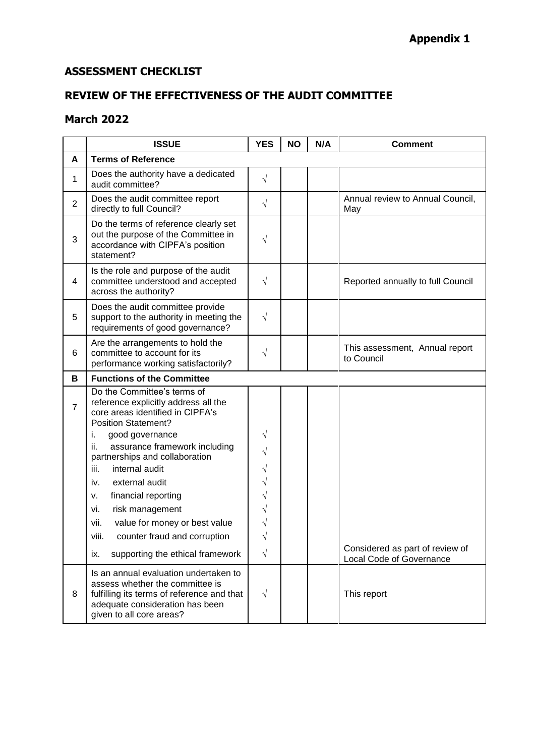**Appendix 1**

## ASSESSMENT CHECKLIST

## REVIEW OF THE EFFECTIVENESS OF THE AUDIT COMMITTEE

## March 2022

| | ISSUE | YES | NO | N/A | Comment |
|---|---|---|---|---|---|
| **A** | **Terms of Reference** | | | | |
| 1 | Does the authority have a dedicated audit committee? | √ | | | |
| 2 | Does the audit committee report directly to full Council? | √ | | | Annual review to Annual Council, May |
| 3 | Do the terms of reference clearly set out the purpose of the Committee in accordance with CIPFA's position statement? | √ | | | |
| 4 | Is the role and purpose of the audit committee understood and accepted across the authority? | √ | | | Reported annually to full Council |
| 5 | Does the audit committee provide support to the authority in meeting the requirements of good governance? | √ | | | |
| 6 | Are the arrangements to hold the committee to account for its performance working satisfactorily? | √ | | | This assessment, Annual report to Council |
| **B** | **Functions of the Committee** | | | | |
| 7 | Do the Committee's terms of reference explicitly address all the core areas identified in CIPFA's Position Statement? | | | | |
| | i. good governance | √ | | | |
| | ii. assurance framework including partnerships and collaboration | √ | | | |
| | iii. internal audit | √ | | | |
| | iv. external audit | √ | | | |
| | v. financial reporting | √ | | | |
| | vi. risk management | √ | | | |
| | vii. value for money or best value | √ | | | |
| | viii. counter fraud and corruption | √ | | | |
| | ix. supporting the ethical framework | √ | | | Considered as part of review of Local Code of Governance |
| 8 | Is an annual evaluation undertaken to assess whether the committee is fulfilling its terms of reference and that adequate consideration has been given to all core areas? | √ | | | This report |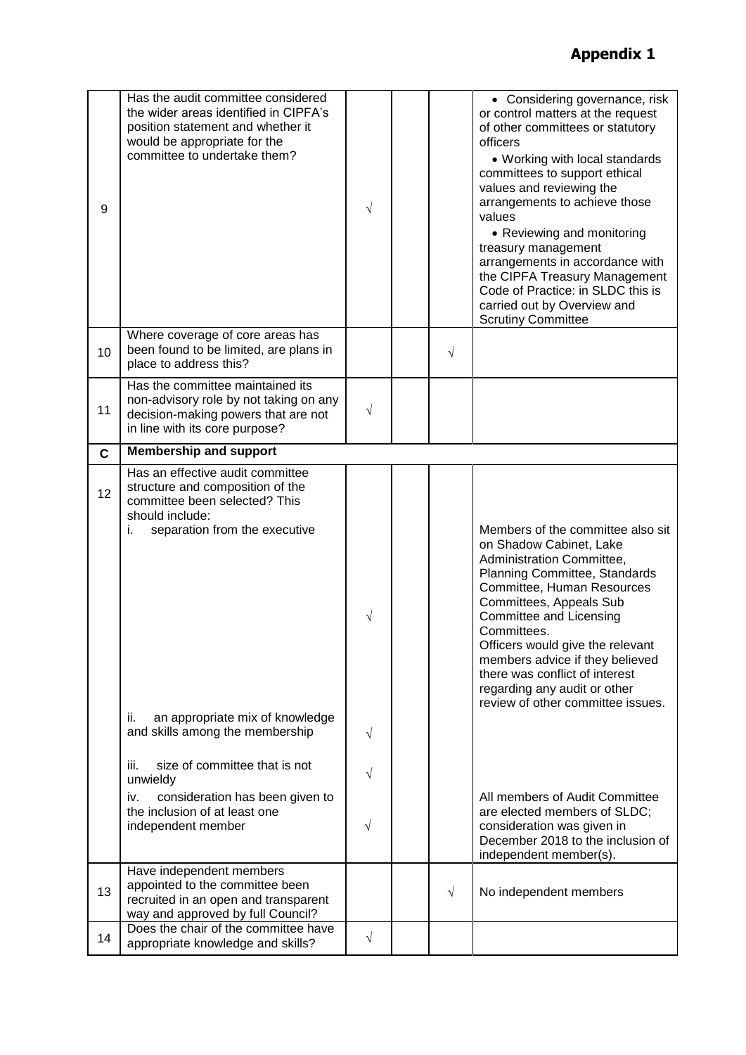# Appendix 1

| | | | | | |
|---|---|---|---|---|---|
| 9 | Has the audit committee considered the wider areas identified in CIPFA's position statement and whether it would be appropriate for the committee to undertake them? | √ | | | • Considering governance, risk or control matters at the request of other committees or statutory officers<br>• Working with local standards committees to support ethical values and reviewing the arrangements to achieve those values<br>• Reviewing and monitoring treasury management arrangements in accordance with the CIPFA Treasury Management Code of Practice: in SLDC this is carried out by Overview and Scrutiny Committee |
| 10 | Where coverage of core areas has been found to be limited, are plans in place to address this? | | | √ | |
| 11 | Has the committee maintained its non-advisory role by not taking on any decision-making powers that are not in line with its core purpose? | √ | | | |
| **C** | **Membership and support** | | | | |
| 12 | Has an effective audit committee structure and composition of the committee been selected? This should include:<br>i. separation from the executive | √ | | | Members of the committee also sit on Shadow Cabinet, Lake Administration Committee, Planning Committee, Standards Committee, Human Resources Committees, Appeals Sub Committee and Licensing Committees.<br>Officers would give the relevant members advice if they believed there was conflict of interest regarding any audit or other review of other committee issues. |
| | ii. an appropriate mix of knowledge and skills among the membership | √ | | | |
| | iii. size of committee that is not unwieldy | √ | | | |
| | iv. consideration has been given to the inclusion of at least one independent member | √ | | | All members of Audit Committee are elected members of SLDC; consideration was given in December 2018 to the inclusion of independent member(s). |
| 13 | Have independent members appointed to the committee been recruited in an open and transparent way and approved by full Council? | | | √ | No independent members |
| 14 | Does the chair of the committee have appropriate knowledge and skills? | √ | | | |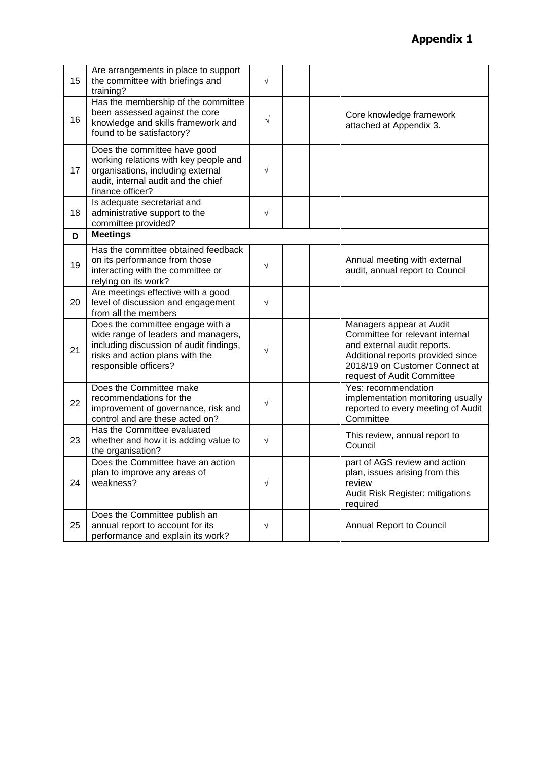# Appendix 1

| | | | | | |
|---|---|---|---|---|---|
| 15 | Are arrangements in place to support the committee with briefings and training? | √ | | | |
| 16 | Has the membership of the committee been assessed against the core knowledge and skills framework and found to be satisfactory? | √ | | | Core knowledge framework attached at Appendix 3. |
| 17 | Does the committee have good working relations with key people and organisations, including external audit, internal audit and the chief finance officer? | √ | | | |
| 18 | Is adequate secretariat and administrative support to the committee provided? | √ | | | |
| **D** | **Meetings** | | | | |
| 19 | Has the committee obtained feedback on its performance from those interacting with the committee or relying on its work? | √ | | | Annual meeting with external audit, annual report to Council |
| 20 | Are meetings effective with a good level of discussion and engagement from all the members | √ | | | |
| 21 | Does the committee engage with a wide range of leaders and managers, including discussion of audit findings, risks and action plans with the responsible officers? | √ | | | Managers appear at Audit Committee for relevant internal and external audit reports. Additional reports provided since 2018/19 on Customer Connect at request of Audit Committee |
| 22 | Does the Committee make recommendations for the improvement of governance, risk and control and are these acted on? | √ | | | Yes: recommendation implementation monitoring usually reported to every meeting of Audit Committee |
| 23 | Has the Committee evaluated whether and how it is adding value to the organisation? | √ | | | This review, annual report to Council |
| 24 | Does the Committee have an action plan to improve any areas of weakness? | √ | | | part of AGS review and action plan, issues arising from this review<br>Audit Risk Register: mitigations required |
| 25 | Does the Committee publish an annual report to account for its performance and explain its work? | √ | | | Annual Report to Council |